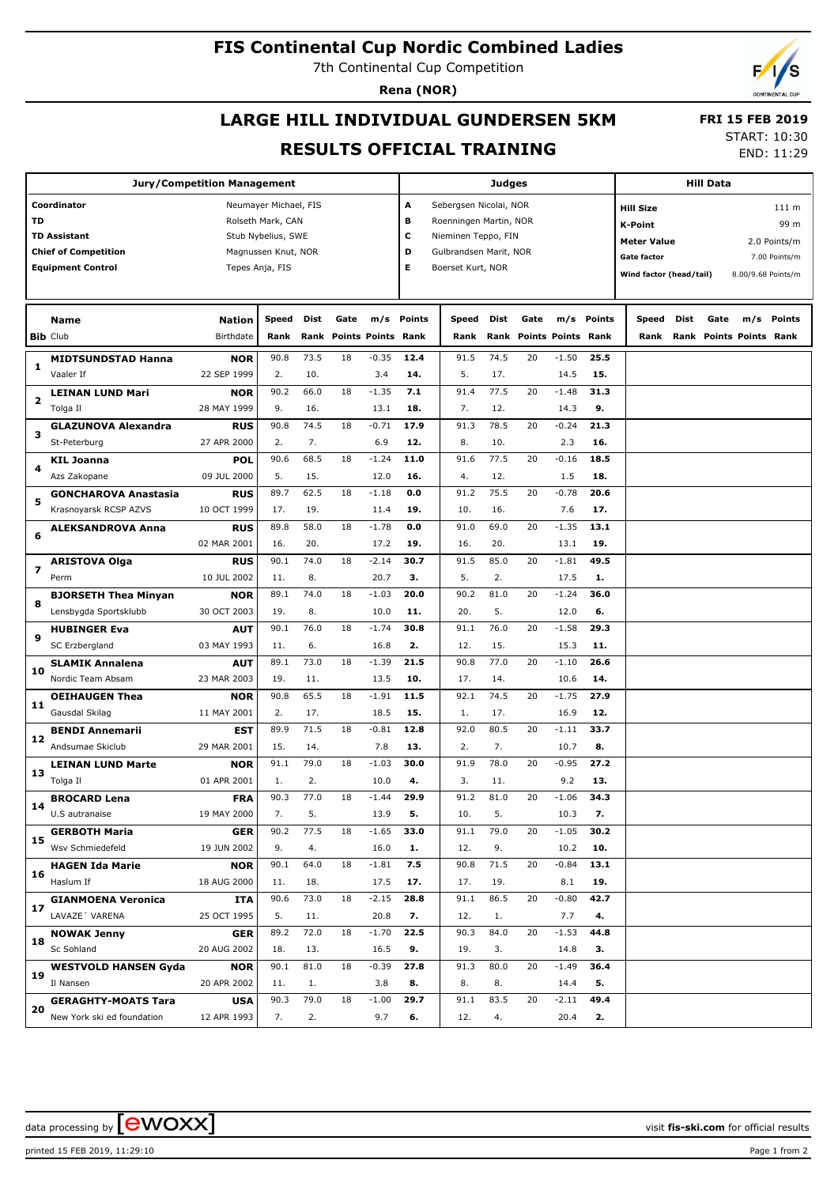# FIS Continental Cup Nordic Combined Ladies

7th Continental Cup Competition

**Rena (NOR)**

## LARGE HILL INDIVIDUAL GUNDERSEN 5KM

## RESULTS OFFICIAL TRAINING

**FRI 15 FEB 2019**

START: 10:30

END: 11:29

| Jury/Competition Management | |
|---|---|
| Coordinator | Neumayer Michael, FIS |
| TD | Rolseth Mark, CAN |
| TD Assistant | Stub Nybelius, SWE |
| Chief of Competition | Magnussen Knut, NOR |
| Equipment Control | Tepes Anja, FIS |

| Judges | |
|---|---|
| A | Sebergsen Nicolai, NOR |
| B | Roenningen Martin, NOR |
| C | Nieminen Teppo, FIN |
| D | Gulbrandsen Marit, NOR |
| E | Boerset Kurt, NOR |

| Hill Data | |
|---|---|
| Hill Size | 111 m |
| K-Point | 99 m |
| Meter Value | 2.0 Points/m |
| Gate factor | 7.00 Points/m |
| Wind factor (head/tail) | 8.00/9.68 Points/m |

| Bib | Name / Club | Nation / Birthdate | Speed / Rank | Dist / Rank | Gate / Points | m/s / Points | Points / Rank | Speed / Rank | Dist / Rank | Gate / Points | m/s / Points | Points / Rank | Speed / Rank | Dist / Rank | Gate / Points | m/s / Points | Points / Rank |
|---|---|---|---|---|---|---|---|---|---|---|---|---|---|---|---|---|---|
| 1 | MIDTSUNDSTAD Hanna | NOR | 90.8 | 73.5 | 18 | -0.35 | 12.4 | 91.5 | 74.5 | 20 | -1.50 | 25.5 | | | | | |
| | Vaaler If | 22 SEP 1999 | 2. | 10. | | 3.4 | 14. | 5. | 17. | | 14.5 | 15. | | | | | |
| 2 | LEINAN LUND Mari | NOR | 90.2 | 66.0 | 18 | -1.35 | 7.1 | 91.4 | 77.5 | 20 | -1.48 | 31.3 | | | | | |
| | Tolga Il | 28 MAY 1999 | 9. | 16. | | 13.1 | 18. | 7. | 12. | | 14.3 | 9. | | | | | |
| 3 | GLAZUNOVA Alexandra | RUS | 90.8 | 74.5 | 18 | -0.71 | 17.9 | 91.3 | 78.5 | 20 | -0.24 | 21.3 | | | | | |
| | St-Peterburg | 27 APR 2000 | 2. | 7. | | 6.9 | 12. | 8. | 10. | | 2.3 | 16. | | | | | |
| 4 | KIL Joanna | POL | 90.6 | 68.5 | 18 | -1.24 | 11.0 | 91.6 | 77.5 | 20 | -0.16 | 18.5 | | | | | |
| | Azs Zakopane | 09 JUL 2000 | 5. | 15. | | 12.0 | 16. | 4. | 12. | | 1.5 | 18. | | | | | |
| 5 | GONCHAROVA Anastasia | RUS | 89.7 | 62.5 | 18 | -1.18 | 0.0 | 91.2 | 75.5 | 20 | -0.78 | 20.6 | | | | | |
| | Krasnoyarsk RCSP AZVS | 10 OCT 1999 | 17. | 19. | | 11.4 | 19. | 10. | 16. | | 7.6 | 17. | | | | | |
| 6 | ALEKSANDROVA Anna | RUS | 89.8 | 58.0 | 18 | -1.78 | 0.0 | 91.0 | 69.0 | 20 | -1.35 | 13.1 | | | | | |
| | | 02 MAR 2001 | 16. | 20. | | 17.2 | 19. | 16. | 20. | | 13.1 | 19. | | | | | |
| 7 | ARISTOVA Olga | RUS | 90.1 | 74.0 | 18 | -2.14 | 30.7 | 91.5 | 85.0 | 20 | -1.81 | 49.5 | | | | | |
| | Perm | 10 JUL 2002 | 11. | 8. | | 20.7 | 3. | 5. | 2. | | 17.5 | 1. | | | | | |
| 8 | BJORSETH Thea Minyan | NOR | 89.1 | 74.0 | 18 | -1.03 | 20.0 | 90.2 | 81.0 | 20 | -1.24 | 36.0 | | | | | |
| | Lensbygda Sportsklubb | 30 OCT 2003 | 19. | 8. | | 10.0 | 11. | 20. | 5. | | 12.0 | 6. | | | | | |
| 9 | HUBINGER Eva | AUT | 90.1 | 76.0 | 18 | -1.74 | 30.8 | 91.1 | 76.0 | 20 | -1.58 | 29.3 | | | | | |
| | SC Erzbergland | 03 MAY 1993 | 11. | 6. | | 16.8 | 2. | 12. | 15. | | 15.3 | 11. | | | | | |
| 10 | SLAMIK Annalena | AUT | 89.1 | 73.0 | 18 | -1.39 | 21.5 | 90.8 | 77.0 | 20 | -1.10 | 26.6 | | | | | |
| | Nordic Team Absam | 23 MAR 2003 | 19. | 11. | | 13.5 | 10. | 17. | 14. | | 10.6 | 14. | | | | | |
| 11 | OEIHAUGEN Thea | NOR | 90.8 | 65.5 | 18 | -1.91 | 11.5 | 92.1 | 74.5 | 20 | -1.75 | 27.9 | | | | | |
| | Gausdal Skilag | 11 MAY 2001 | 2. | 17. | | 18.5 | 15. | 1. | 17. | | 16.9 | 12. | | | | | |
| 12 | BENDI Annemarii | EST | 89.9 | 71.5 | 18 | -0.81 | 12.8 | 92.0 | 80.5 | 20 | -1.11 | 33.7 | | | | | |
| | Andsumae Skiclub | 29 MAR 2001 | 15. | 14. | | 7.8 | 13. | 2. | 7. | | 10.7 | 8. | | | | | |
| 13 | LEINAN LUND Marte | NOR | 91.1 | 79.0 | 18 | -1.03 | 30.0 | 91.9 | 78.0 | 20 | -0.95 | 27.2 | | | | | |
| | Tolga Il | 01 APR 2001 | 1. | 2. | | 10.0 | 4. | 3. | 11. | | 9.2 | 13. | | | | | |
| 14 | BROCARD Lena | FRA | 90.3 | 77.0 | 18 | -1.44 | 29.9 | 91.2 | 81.0 | 20 | -1.06 | 34.3 | | | | | |
| | U.S autranaise | 19 MAY 2000 | 7. | 5. | | 13.9 | 5. | 10. | 5. | | 10.3 | 7. | | | | | |
| 15 | GERBOTH Maria | GER | 90.2 | 77.5 | 18 | -1.65 | 33.0 | 91.1 | 79.0 | 20 | -1.05 | 30.2 | | | | | |
| | Wsv Schmiedefeld | 19 JUN 2002 | 9. | 4. | | 16.0 | 1. | 12. | 9. | | 10.2 | 10. | | | | | |
| 16 | HAGEN Ida Marie | NOR | 90.1 | 64.0 | 18 | -1.81 | 7.5 | 90.8 | 71.5 | 20 | -0.84 | 13.1 | | | | | |
| | Haslum If | 18 AUG 2000 | 11. | 18. | | 17.5 | 17. | 17. | 19. | | 8.1 | 19. | | | | | |
| 17 | GIANMOENA Veronica | ITA | 90.6 | 73.0 | 18 | -2.15 | 28.8 | 91.1 | 86.5 | 20 | -0.80 | 42.7 | | | | | |
| | LAVAZE´ VARENA | 25 OCT 1995 | 5. | 11. | | 20.8 | 7. | 12. | 1. | | 7.7 | 4. | | | | | |
| 18 | NOWAK Jenny | GER | 89.2 | 72.0 | 18 | -1.70 | 22.5 | 90.3 | 84.0 | 20 | -1.53 | 44.8 | | | | | |
| | Sc Sohland | 20 AUG 2002 | 18. | 13. | | 16.5 | 9. | 19. | 3. | | 14.8 | 3. | | | | | |
| 19 | WESTVOLD HANSEN Gyda | NOR | 90.1 | 81.0 | 18 | -0.39 | 27.8 | 91.3 | 80.0 | 20 | -1.49 | 36.4 | | | | | |
| | Il Nansen | 20 APR 2002 | 11. | 1. | | 3.8 | 8. | 8. | 8. | | 14.4 | 5. | | | | | |
| 20 | GERAGHTY-MOATS Tara | USA | 90.3 | 79.0 | 18 | -1.00 | 29.7 | 91.1 | 83.5 | 20 | -2.11 | 49.4 | | | | | |
| | New York ski ed foundation | 12 APR 1993 | 7. | 2. | | 9.7 | 6. | 12. | 4. | | 20.4 | 2. | | | | | |

data processing by ewoxx — visit fis-ski.com for official results

printed 15 FEB 2019, 11:29:10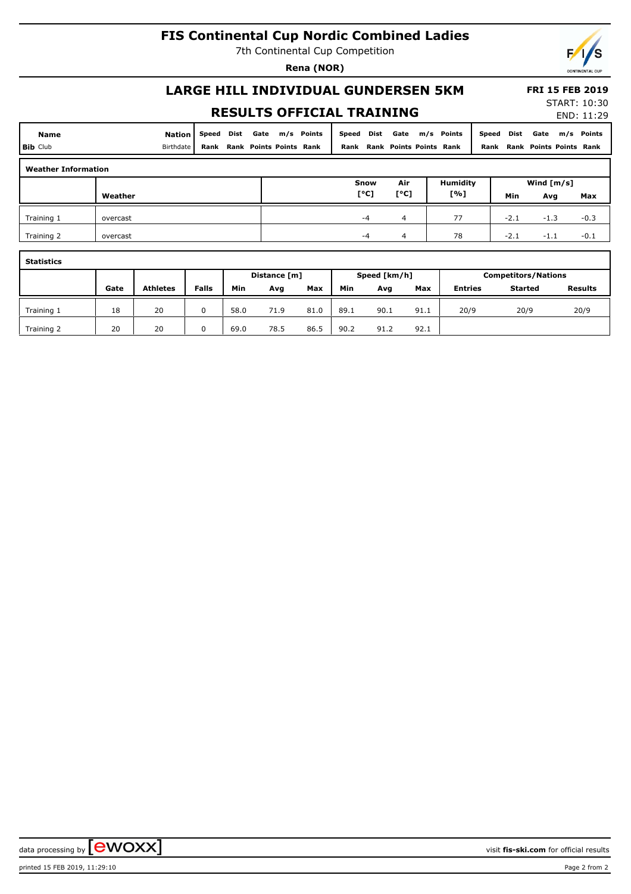# FIS Continental Cup Nordic Combined Ladies

7th Continental Cup Competition

**Rena (NOR)**

## LARGE HILL INDIVIDUAL GUNDERSEN 5KM

**FRI 15 FEB 2019**

START: 10:30

END: 11:29

## RESULTS OFFICIAL TRAINING

| Name | Nation | Speed | Dist | Gate | m/s | Points | Speed | Dist | Gate | m/s | Points | Speed | Dist | Gate | m/s | Points |
|---|---|---|---|---|---|---|---|---|---|---|---|---|---|---|---|---|
| Bib Club | Birthdate | Rank | Rank | Points | Points | Rank | Rank | Rank | Points | Points | Rank | Rank | Rank | Points | Points | Rank |

**Weather Information**

| | Weather | Snow [°C] | Air [°C] | Humidity [%] | Wind [m/s] Min | Avg | Max |
|---|---|---|---|---|---|---|---|
| Training 1 | overcast | -4 | 4 | 77 | -2.1 | -1.3 | -0.3 |
| Training 2 | overcast | -4 | 4 | 78 | -2.1 | -1.1 | -0.1 |

**Statistics**

| | | | | Distance [m] | | | Speed [km/h] | | | Competitors/Nations | | |
|---|---|---|---|---|---|---|---|---|---|---|---|---|
| | Gate | Athletes | Falls | Min | Avg | Max | Min | Avg | Max | Entries | Started | Results |
| Training 1 | 18 | 20 | 0 | 58.0 | 71.9 | 81.0 | 89.1 | 90.1 | 91.1 | 20/9 | 20/9 | 20/9 |
| Training 2 | 20 | 20 | 0 | 69.0 | 78.5 | 86.5 | 90.2 | 91.2 | 92.1 | | | |

data processing by [ewoxx]

visit **fis-ski.com** for official results

printed 15 FEB 2019, 11:29:10